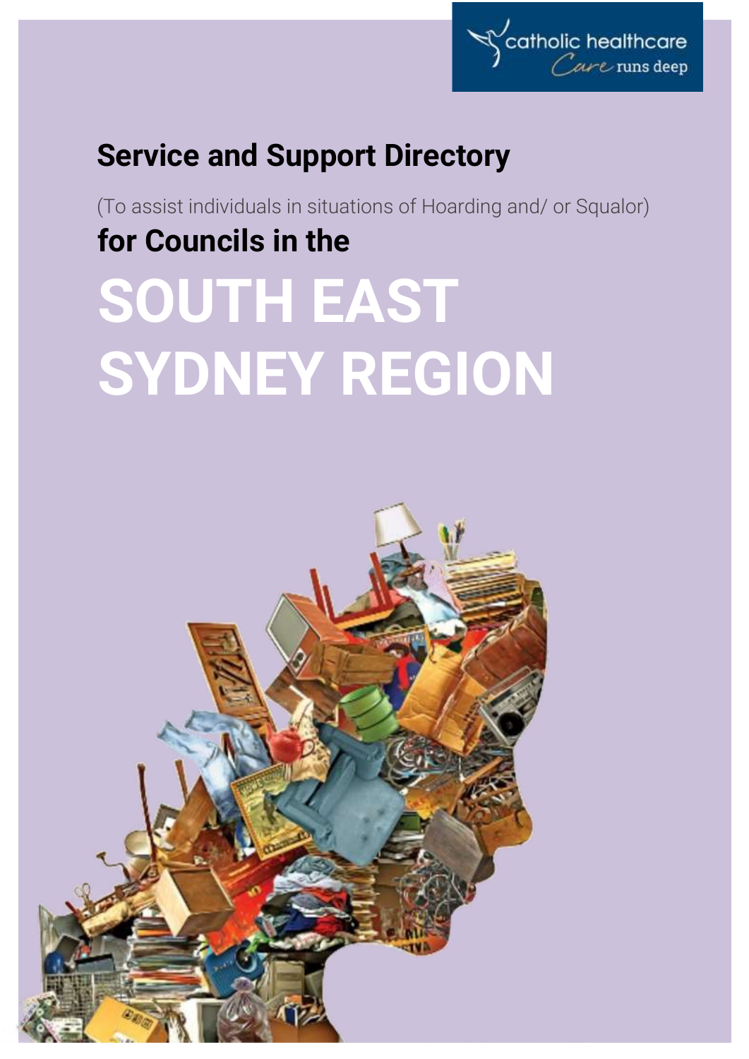catholic healthcare
*Care runs deep*

# Service and Support Directory

(To assist individuals in situations of Hoarding and/ or Squalor)

## for Councils in the

# SOUTH EAST SYDNEY REGION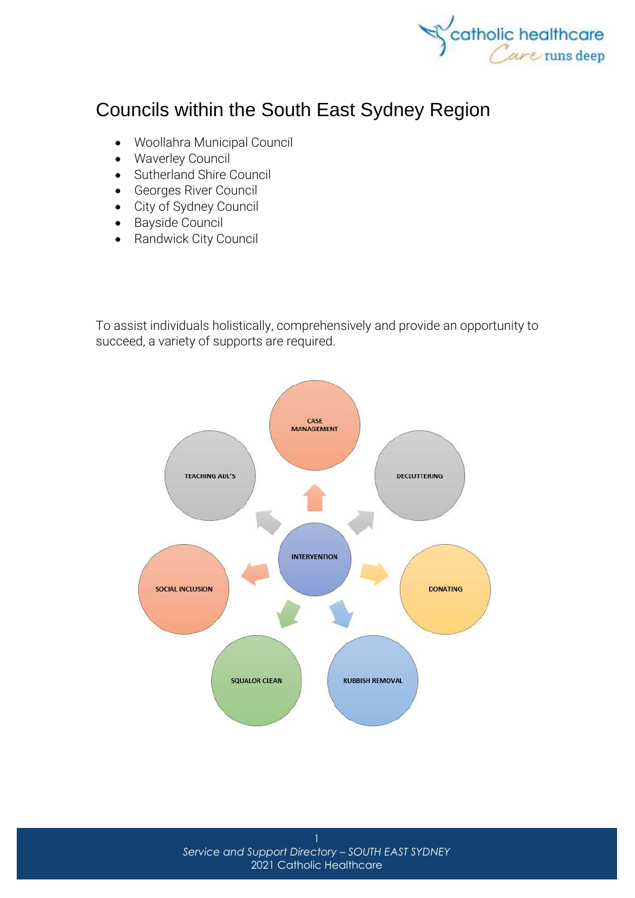# Councils within the South East Sydney Region

- Woollahra Municipal Council
- Waverley Council
- Sutherland Shire Council
- Georges River Council
- City of Sydney Council
- Bayside Council
- Randwick City Council

To assist individuals holistically, comprehensively and provide an opportunity to succeed, a variety of supports are required.

INTERVENTION

- CASE MANAGEMENT
- DECLUTTERING
- DONATING
- RUBBISH REMOVAL
- SQUALOR CLEAN
- SOCIAL INCLUSION
- TEACHING ADL'S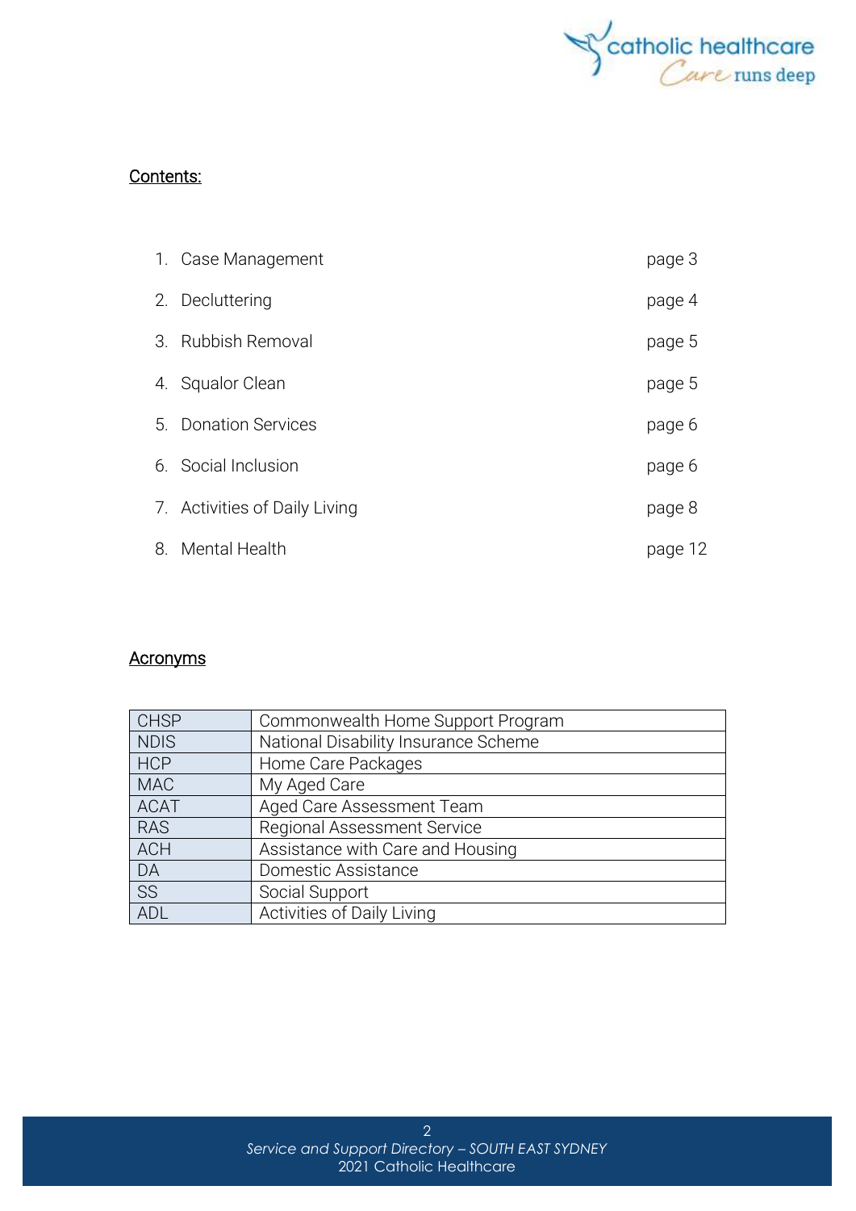## Contents:

| | | |
|---|---|---|
| 1. | Case Management | page 3 |
| 2. | Decluttering | page 4 |
| 3. | Rubbish Removal | page 5 |
| 4. | Squalor Clean | page 5 |
| 5. | Donation Services | page 6 |
| 6. | Social Inclusion | page 6 |
| 7. | Activities of Daily Living | page 8 |
| 8. | Mental Health | page 12 |

## Acronyms

| | |
|---|---|
| CHSP | Commonwealth Home Support Program |
| NDIS | National Disability Insurance Scheme |
| HCP | Home Care Packages |
| MAC | My Aged Care |
| ACAT | Aged Care Assessment Team |
| RAS | Regional Assessment Service |
| ACH | Assistance with Care and Housing |
| DA | Domestic Assistance |
| SS | Social Support |
| ADL | Activities of Daily Living |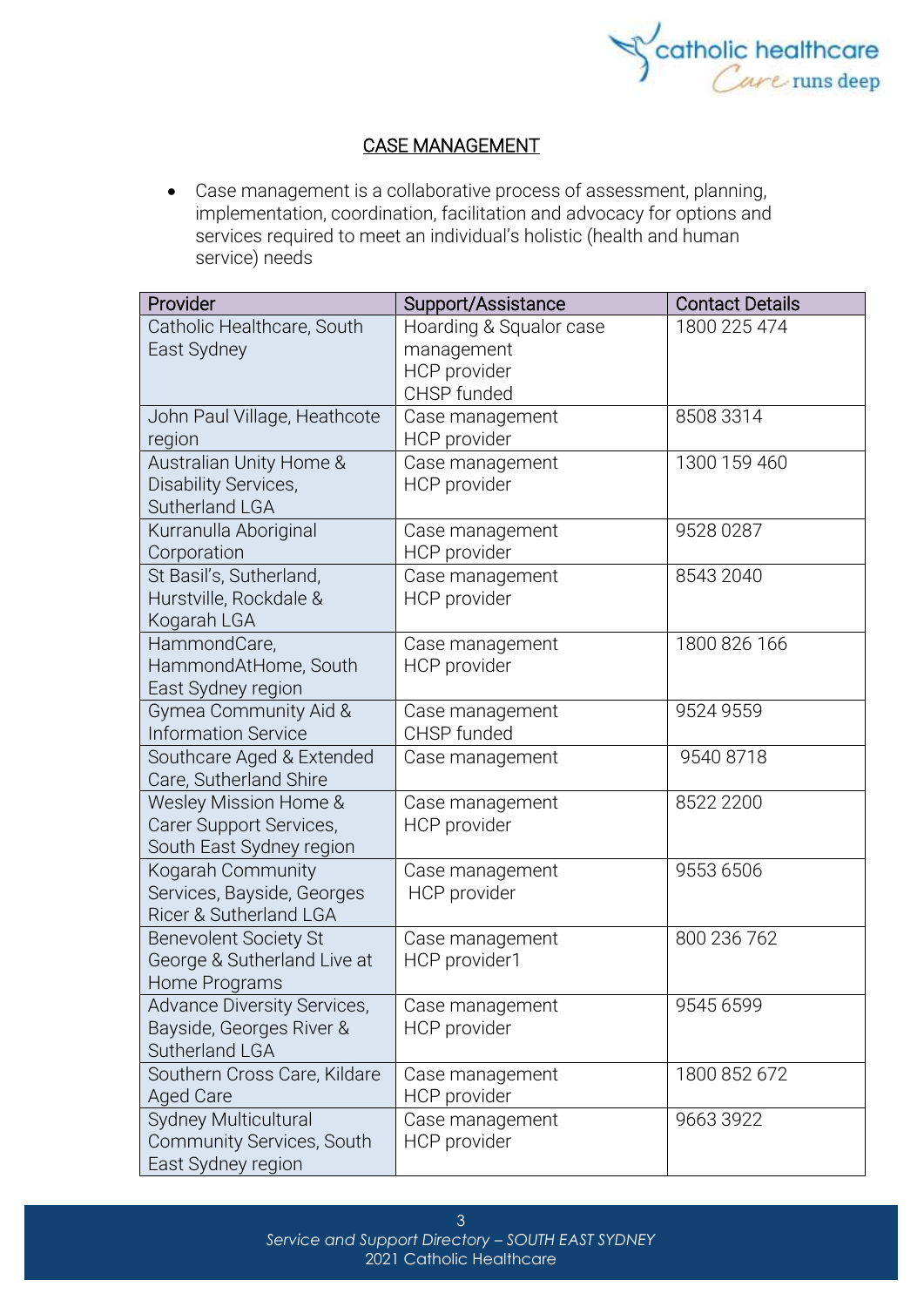## CASE MANAGEMENT

- Case management is a collaborative process of assessment, planning, implementation, coordination, facilitation and advocacy for options and services required to meet an individual's holistic (health and human service) needs

| Provider | Support/Assistance | Contact Details |
|---|---|---|
| Catholic Healthcare, South East Sydney | Hoarding & Squalor case management<br>HCP provider<br>CHSP funded | 1800 225 474 |
| John Paul Village, Heathcote region | Case management<br>HCP provider | 8508 3314 |
| Australian Unity Home & Disability Services, Sutherland LGA | Case management<br>HCP provider | 1300 159 460 |
| Kurranulla Aboriginal Corporation | Case management<br>HCP provider | 9528 0287 |
| St Basil's, Sutherland, Hurstville, Rockdale & Kogarah LGA | Case management<br>HCP provider | 8543 2040 |
| HammondCare, HammondAtHome, South East Sydney region | Case management<br>HCP provider | 1800 826 166 |
| Gymea Community Aid & Information Service | Case management<br>CHSP funded | 9524 9559 |
| Southcare Aged & Extended Care, Sutherland Shire | Case management | 9540 8718 |
| Wesley Mission Home & Carer Support Services, South East Sydney region | Case management<br>HCP provider | 8522 2200 |
| Kogarah Community Services, Bayside, Georges Ricer & Sutherland LGA | Case management<br>HCP provider | 9553 6506 |
| Benevolent Society St George & Sutherland Live at Home Programs | Case management<br>HCP provider1 | 800 236 762 |
| Advance Diversity Services, Bayside, Georges River & Sutherland LGA | Case management<br>HCP provider | 9545 6599 |
| Southern Cross Care, Kildare Aged Care | Case management<br>HCP provider | 1800 852 672 |
| Sydney Multicultural Community Services, South East Sydney region | Case management<br>HCP provider | 9663 3922 |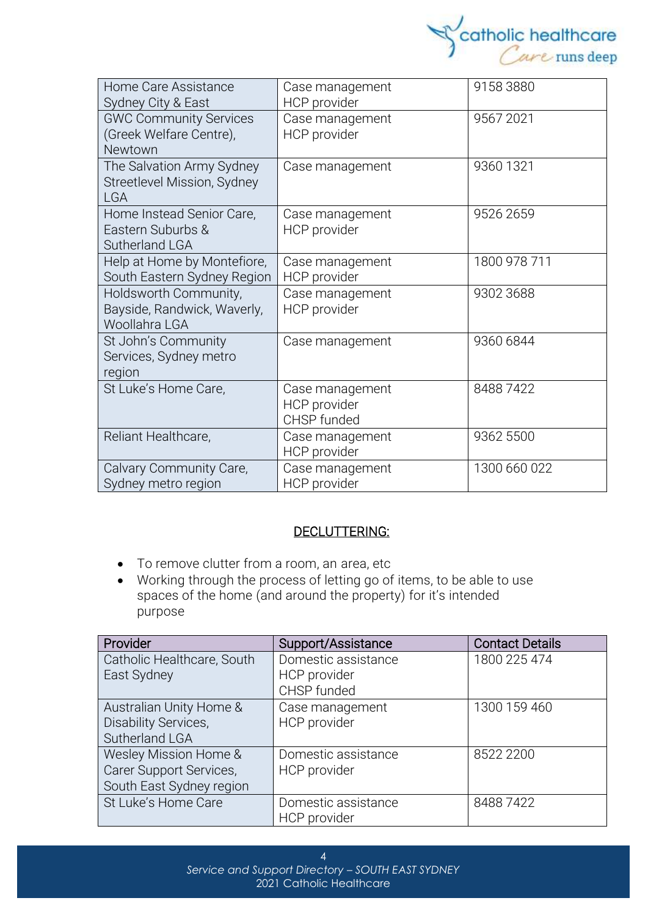| | | |
|---|---|---|
| Home Care Assistance Sydney City & East | Case management HCP provider | 9158 3880 |
| GWC Community Services (Greek Welfare Centre), Newtown | Case management HCP provider | 9567 2021 |
| The Salvation Army Sydney Streetlevel Mission, Sydney LGA | Case management | 9360 1321 |
| Home Instead Senior Care, Eastern Suburbs & Sutherland LGA | Case management HCP provider | 9526 2659 |
| Help at Home by Montefiore, South Eastern Sydney Region | Case management HCP provider | 1800 978 711 |
| Holdsworth Community, Bayside, Randwick, Waverly, Woollahra LGA | Case management HCP provider | 9302 3688 |
| St John's Community Services, Sydney metro region | Case management | 9360 6844 |
| St Luke's Home Care, | Case management HCP provider CHSP funded | 8488 7422 |
| Reliant Healthcare, | Case management HCP provider | 9362 5500 |
| Calvary Community Care, Sydney metro region | Case management HCP provider | 1300 660 022 |

## DECLUTTERING:

- To remove clutter from a room, an area, etc
- Working through the process of letting go of items, to be able to use spaces of the home (and around the property) for it's intended purpose

| Provider | Support/Assistance | Contact Details |
|---|---|---|
| Catholic Healthcare, South East Sydney | Domestic assistance HCP provider CHSP funded | 1800 225 474 |
| Australian Unity Home & Disability Services, Sutherland LGA | Case management HCP provider | 1300 159 460 |
| Wesley Mission Home & Carer Support Services, South East Sydney region | Domestic assistance HCP provider | 8522 2200 |
| St Luke's Home Care | Domestic assistance HCP provider | 8488 7422 |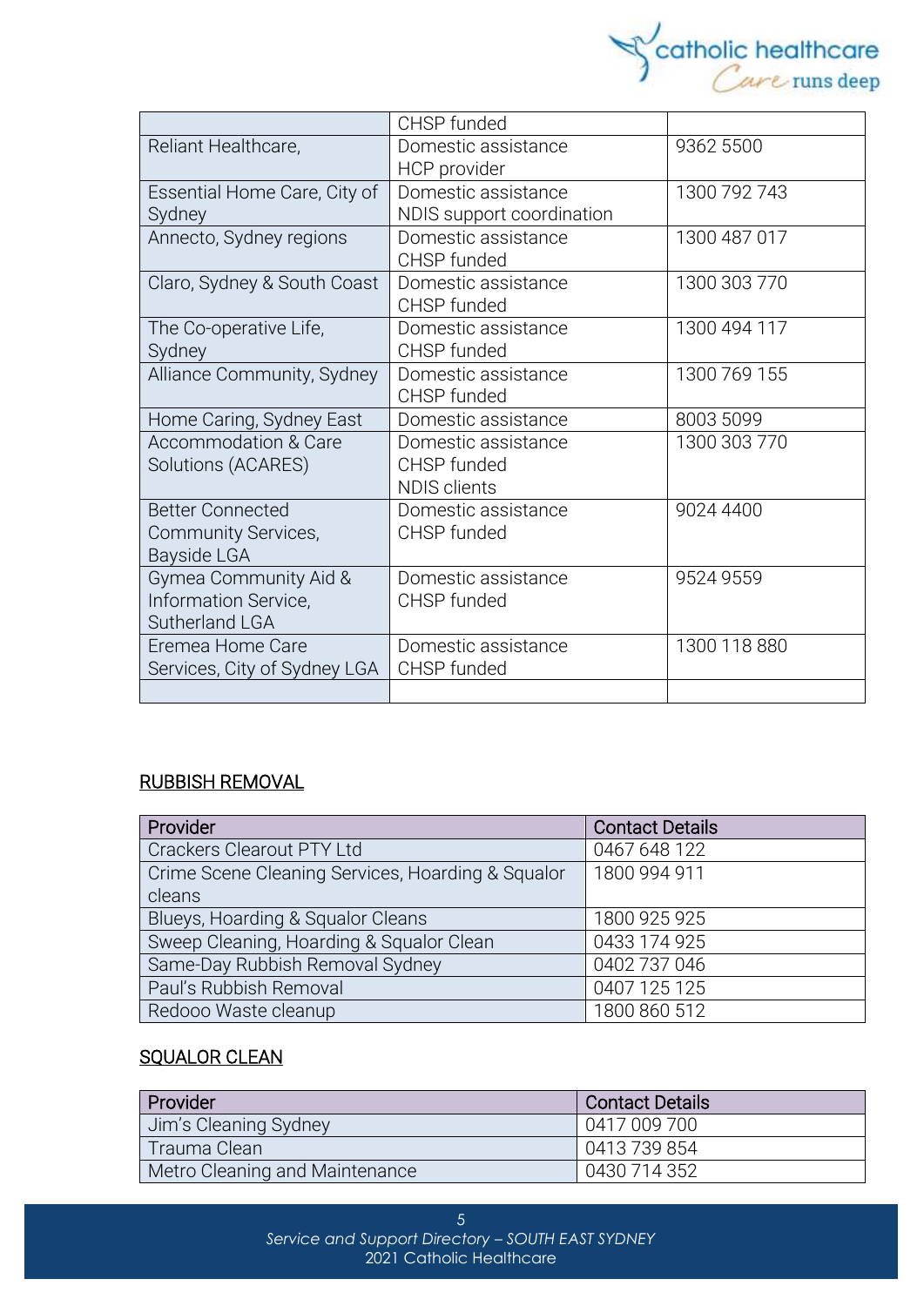| | | |
|---|---|---|
| | CHSP funded | |
| Reliant Healthcare, | Domestic assistance<br>HCP provider | 9362 5500 |
| Essential Home Care, City of Sydney | Domestic assistance<br>NDIS support coordination | 1300 792 743 |
| Annecto, Sydney regions | Domestic assistance<br>CHSP funded | 1300 487 017 |
| Claro, Sydney & South Coast | Domestic assistance<br>CHSP funded | 1300 303 770 |
| The Co-operative Life, Sydney | Domestic assistance<br>CHSP funded | 1300 494 117 |
| Alliance Community, Sydney | Domestic assistance<br>CHSP funded | 1300 769 155 |
| Home Caring, Sydney East | Domestic assistance | 8003 5099 |
| Accommodation & Care Solutions (ACARES) | Domestic assistance<br>CHSP funded<br>NDIS clients | 1300 303 770 |
| Better Connected Community Services, Bayside LGA | Domestic assistance<br>CHSP funded | 9024 4400 |
| Gymea Community Aid & Information Service, Sutherland LGA | Domestic assistance<br>CHSP funded | 9524 9559 |
| Eremea Home Care Services, City of Sydney LGA | Domestic assistance<br>CHSP funded | 1300 118 880 |
| | | |

## RUBBISH REMOVAL

| Provider | Contact Details |
|---|---|
| Crackers Clearout PTY Ltd | 0467 648 122 |
| Crime Scene Cleaning Services, Hoarding & Squalor cleans | 1800 994 911 |
| Blueys, Hoarding & Squalor Cleans | 1800 925 925 |
| Sweep Cleaning, Hoarding & Squalor Clean | 0433 174 925 |
| Same-Day Rubbish Removal Sydney | 0402 737 046 |
| Paul's Rubbish Removal | 0407 125 125 |
| Redooo Waste cleanup | 1800 860 512 |

## SQUALOR CLEAN

| Provider | Contact Details |
|---|---|
| Jim's Cleaning Sydney | 0417 009 700 |
| Trauma Clean | 0413 739 854 |
| Metro Cleaning and Maintenance | 0430 714 352 |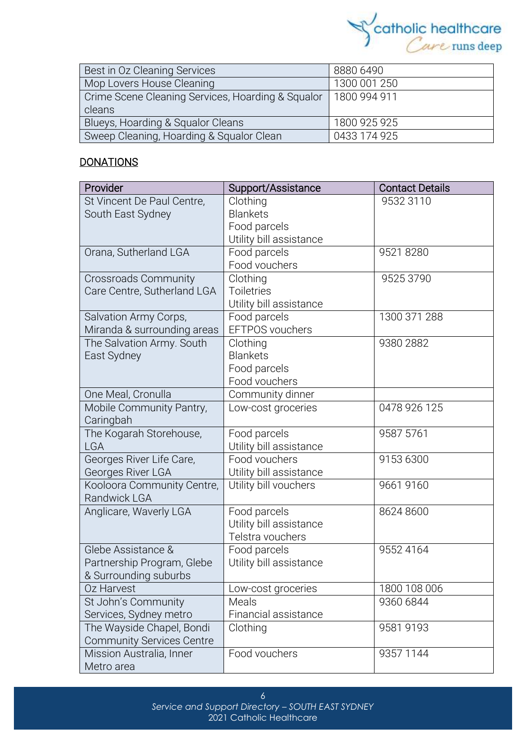| Best in Oz Cleaning Services | 8880 6490 |
|---|---|
| Mop Lovers House Cleaning | 1300 001 250 |
| Crime Scene Cleaning Services, Hoarding & Squalor cleans | 1800 994 911 |
| Blueys, Hoarding & Squalor Cleans | 1800 925 925 |
| Sweep Cleaning, Hoarding & Squalor Clean | 0433 174 925 |

## DONATIONS

| Provider | Support/Assistance | Contact Details |
|---|---|---|
| St Vincent De Paul Centre, South East Sydney | Clothing<br>Blankets<br>Food parcels<br>Utility bill assistance | 9532 3110 |
| Orana, Sutherland LGA | Food parcels<br>Food vouchers | 9521 8280 |
| Crossroads Community Care Centre, Sutherland LGA | Clothing<br>Toiletries<br>Utility bill assistance | 9525 3790 |
| Salvation Army Corps, Miranda & surrounding areas | Food parcels<br>EFTPOS vouchers | 1300 371 288 |
| The Salvation Army. South East Sydney | Clothing<br>Blankets<br>Food parcels<br>Food vouchers | 9380 2882 |
| One Meal, Cronulla | Community dinner | |
| Mobile Community Pantry, Caringbah | Low-cost groceries | 0478 926 125 |
| The Kogarah Storehouse, LGA | Food parcels<br>Utility bill assistance | 9587 5761 |
| Georges River Life Care, Georges River LGA | Food vouchers<br>Utility bill assistance | 9153 6300 |
| Kooloora Community Centre, Randwick LGA | Utility bill vouchers | 9661 9160 |
| Anglicare, Waverly LGA | Food parcels<br>Utility bill assistance<br>Telstra vouchers | 8624 8600 |
| Glebe Assistance & Partnership Program, Glebe & Surrounding suburbs | Food parcels<br>Utility bill assistance | 9552 4164 |
| Oz Harvest | Low-cost groceries | 1800 108 006 |
| St John's Community Services, Sydney metro | Meals<br>Financial assistance | 9360 6844 |
| The Wayside Chapel, Bondi Community Services Centre | Clothing | 9581 9193 |
| Mission Australia, Inner Metro area | Food vouchers | 9357 1144 |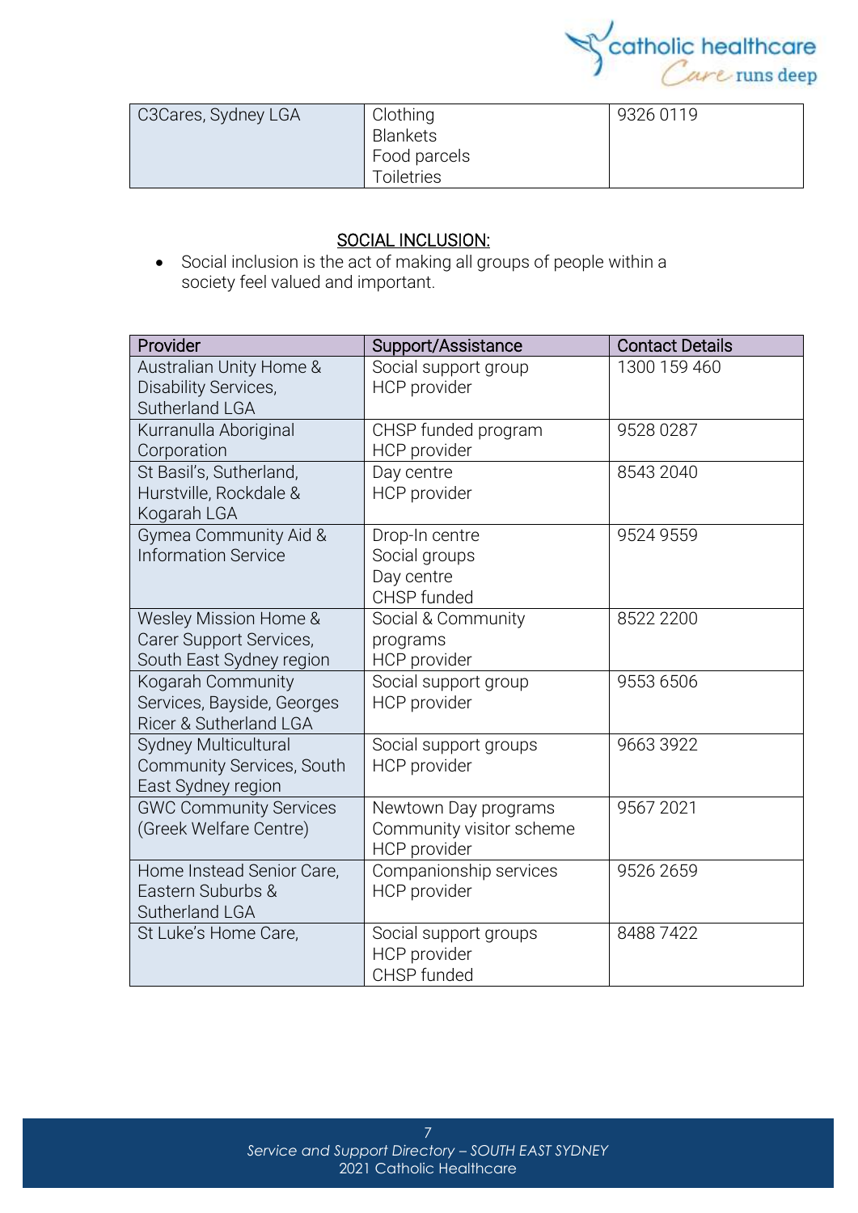| C3Cares, Sydney LGA | Clothing<br>Blankets<br>Food parcels<br>Toiletries | 9326 0119 |
|---|---|---|

## SOCIAL INCLUSION:

- Social inclusion is the act of making all groups of people within a society feel valued and important.

| Provider | Support/Assistance | Contact Details |
|---|---|---|
| Australian Unity Home & Disability Services, Sutherland LGA | Social support group<br>HCP provider | 1300 159 460 |
| Kurranulla Aboriginal Corporation | CHSP funded program<br>HCP provider | 9528 0287 |
| St Basil's, Sutherland, Hurstville, Rockdale & Kogarah LGA | Day centre<br>HCP provider | 8543 2040 |
| Gymea Community Aid & Information Service | Drop-In centre<br>Social groups<br>Day centre<br>CHSP funded | 9524 9559 |
| Wesley Mission Home & Carer Support Services, South East Sydney region | Social & Community programs<br>HCP provider | 8522 2200 |
| Kogarah Community Services, Bayside, Georges Ricer & Sutherland LGA | Social support group<br>HCP provider | 9553 6506 |
| Sydney Multicultural Community Services, South East Sydney region | Social support groups<br>HCP provider | 9663 3922 |
| GWC Community Services (Greek Welfare Centre) | Newtown Day programs<br>Community visitor scheme<br>HCP provider | 9567 2021 |
| Home Instead Senior Care, Eastern Suburbs & Sutherland LGA | Companionship services<br>HCP provider | 9526 2659 |
| St Luke's Home Care, | Social support groups<br>HCP provider<br>CHSP funded | 8488 7422 |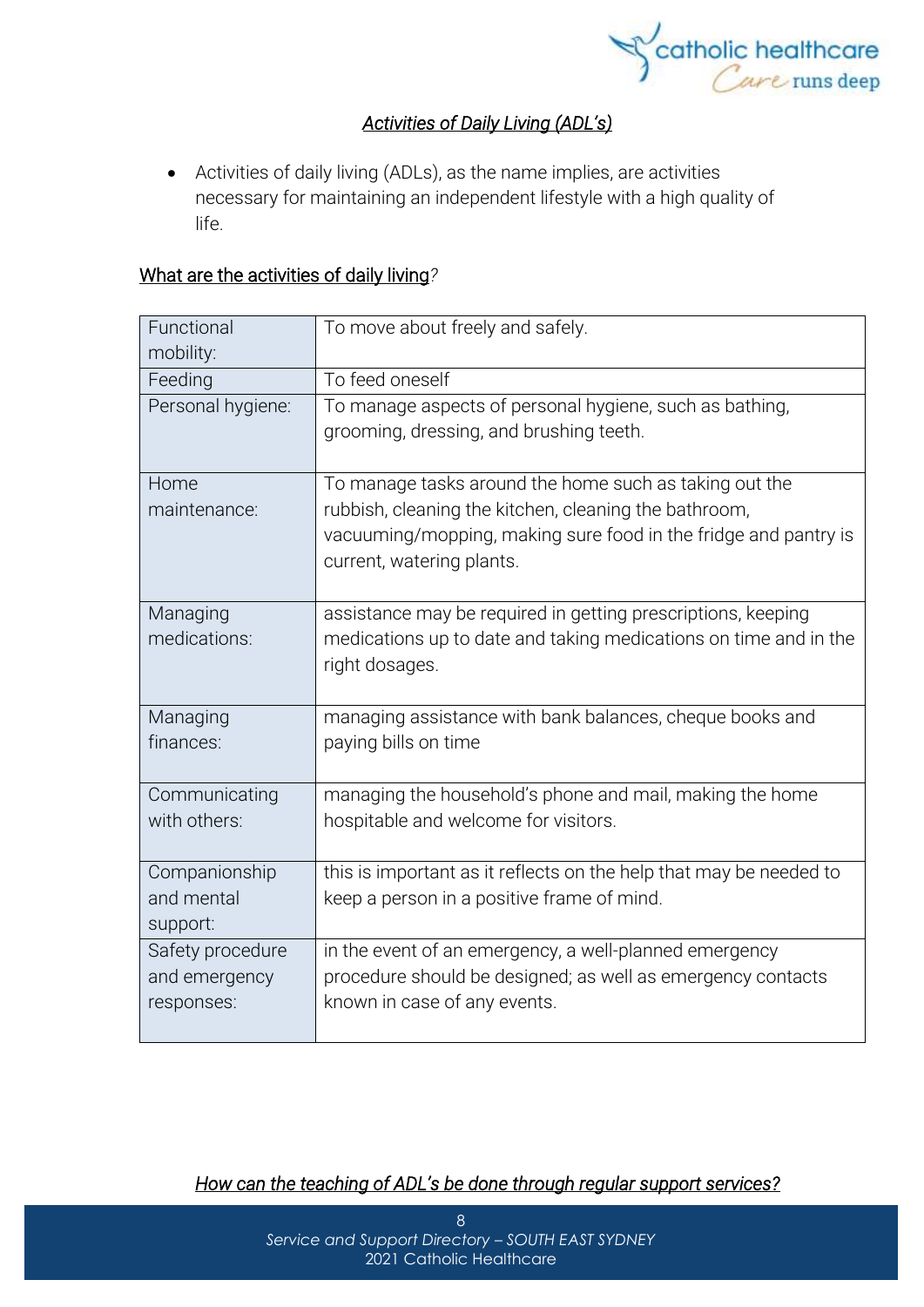## *Activities of Daily Living (ADL's)*

- Activities of daily living (ADLs), as the name implies, are activities necessary for maintaining an independent lifestyle with a high quality of life.

### What are the activities of daily living?

| | |
|---|---|
| Functional mobility: | To move about freely and safely. |
| Feeding | To feed oneself |
| Personal hygiene: | To manage aspects of personal hygiene, such as bathing, grooming, dressing, and brushing teeth. |
| Home maintenance: | To manage tasks around the home such as taking out the rubbish, cleaning the kitchen, cleaning the bathroom, vacuuming/mopping, making sure food in the fridge and pantry is current, watering plants. |
| Managing medications: | assistance may be required in getting prescriptions, keeping medications up to date and taking medications on time and in the right dosages. |
| Managing finances: | managing assistance with bank balances, cheque books and paying bills on time |
| Communicating with others: | managing the household's phone and mail, making the home hospitable and welcome for visitors. |
| Companionship and mental support: | this is important as it reflects on the help that may be needed to keep a person in a positive frame of mind. |
| Safety procedure and emergency responses: | in the event of an emergency, a well-planned emergency procedure should be designed; as well as emergency contacts known in case of any events. |

### *How can the teaching of ADL's be done through regular support services?*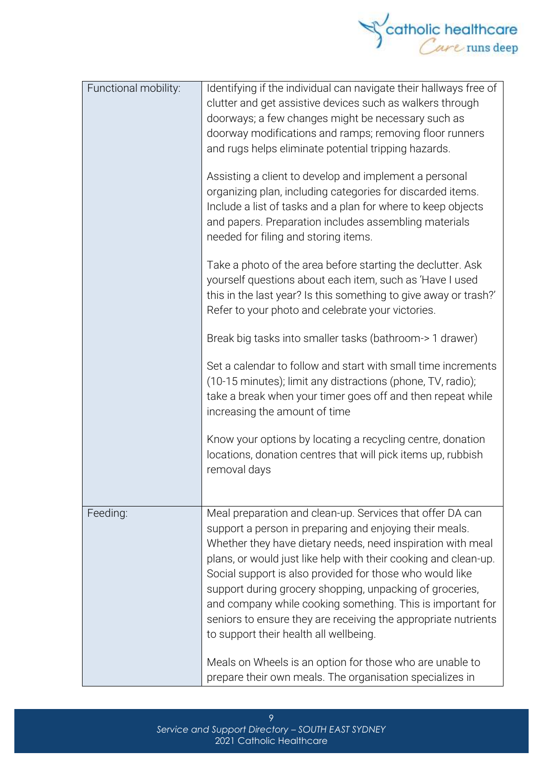| Functional mobility: | Identifying if the individual can navigate their hallways free of clutter and get assistive devices such as walkers through doorways; a few changes might be necessary such as doorway modifications and ramps; removing floor runners and rugs helps eliminate potential tripping hazards.<br><br>Assisting a client to develop and implement a personal organizing plan, including categories for discarded items. Include a list of tasks and a plan for where to keep objects and papers. Preparation includes assembling materials needed for filing and storing items.<br><br>Take a photo of the area before starting the declutter. Ask yourself questions about each item, such as 'Have I used this in the last year? Is this something to give away or trash?' Refer to your photo and celebrate your victories.<br><br>Break big tasks into smaller tasks (bathroom-> 1 drawer)<br><br>Set a calendar to follow and start with small time increments (10-15 minutes); limit any distractions (phone, TV, radio); take a break when your timer goes off and then repeat while increasing the amount of time<br><br>Know your options by locating a recycling centre, donation locations, donation centres that will pick items up, rubbish removal days |
|---|---|
| Feeding: | Meal preparation and clean-up. Services that offer DA can support a person in preparing and enjoying their meals. Whether they have dietary needs, need inspiration with meal plans, or would just like help with their cooking and clean-up. Social support is also provided for those who would like support during grocery shopping, unpacking of groceries, and company while cooking something. This is important for seniors to ensure they are receiving the appropriate nutrients to support their health all wellbeing.<br><br>Meals on Wheels is an option for those who are unable to prepare their own meals. The organisation specializes in |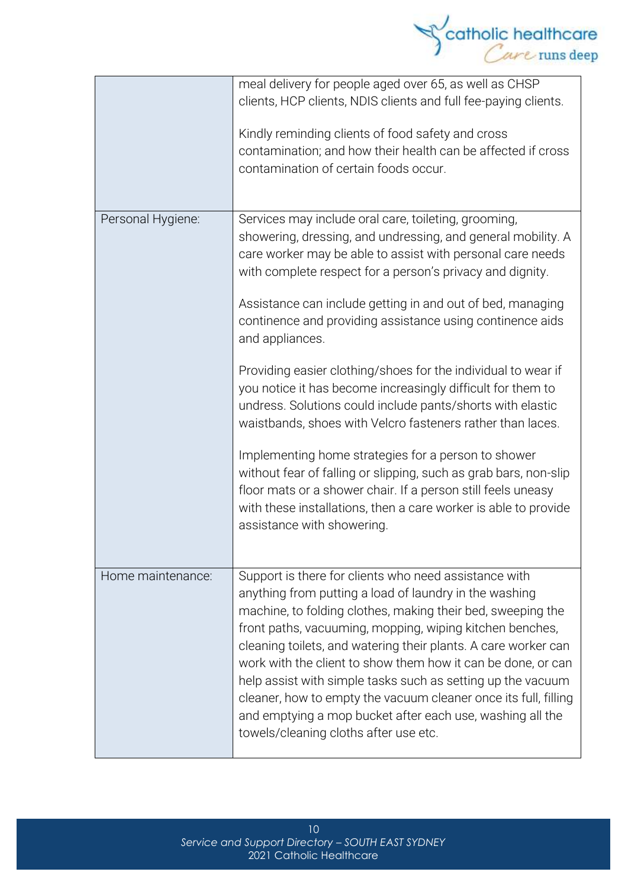| | |
|---|---|
| | meal delivery for people aged over 65, as well as CHSP clients, HCP clients, NDIS clients and full fee-paying clients.<br><br>Kindly reminding clients of food safety and cross contamination; and how their health can be affected if cross contamination of certain foods occur. |
| Personal Hygiene: | Services may include oral care, toileting, grooming, showering, dressing, and undressing, and general mobility. A care worker may be able to assist with personal care needs with complete respect for a person's privacy and dignity.<br><br>Assistance can include getting in and out of bed, managing continence and providing assistance using continence aids and appliances.<br><br>Providing easier clothing/shoes for the individual to wear if you notice it has become increasingly difficult for them to undress. Solutions could include pants/shorts with elastic waistbands, shoes with Velcro fasteners rather than laces.<br><br>Implementing home strategies for a person to shower without fear of falling or slipping, such as grab bars, non-slip floor mats or a shower chair. If a person still feels uneasy with these installations, then a care worker is able to provide assistance with showering. |
| Home maintenance: | Support is there for clients who need assistance with anything from putting a load of laundry in the washing machine, to folding clothes, making their bed, sweeping the front paths, vacuuming, mopping, wiping kitchen benches, cleaning toilets, and watering their plants. A care worker can work with the client to show them how it can be done, or can help assist with simple tasks such as setting up the vacuum cleaner, how to empty the vacuum cleaner once its full, filling and emptying a mop bucket after each use, washing all the towels/cleaning cloths after use etc. |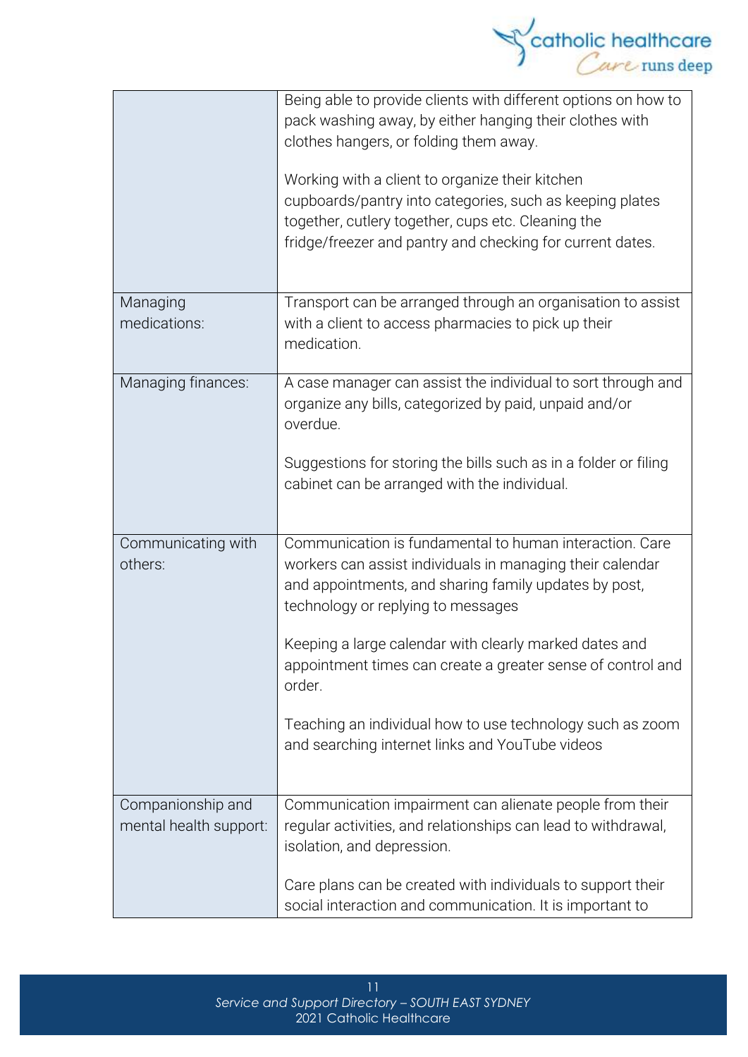| | |
|---|---|
| | Being able to provide clients with different options on how to pack washing away, by either hanging their clothes with clothes hangers, or folding them away.<br><br>Working with a client to organize their kitchen cupboards/pantry into categories, such as keeping plates together, cutlery together, cups etc. Cleaning the fridge/freezer and pantry and checking for current dates. |
| Managing medications: | Transport can be arranged through an organisation to assist with a client to access pharmacies to pick up their medication. |
| Managing finances: | A case manager can assist the individual to sort through and organize any bills, categorized by paid, unpaid and/or overdue.<br><br>Suggestions for storing the bills such as in a folder or filing cabinet can be arranged with the individual. |
| Communicating with others: | Communication is fundamental to human interaction. Care workers can assist individuals in managing their calendar and appointments, and sharing family updates by post, technology or replying to messages<br><br>Keeping a large calendar with clearly marked dates and appointment times can create a greater sense of control and order.<br><br>Teaching an individual how to use technology such as zoom and searching internet links and YouTube videos |
| Companionship and mental health support: | Communication impairment can alienate people from their regular activities, and relationships can lead to withdrawal, isolation, and depression.<br><br>Care plans can be created with individuals to support their social interaction and communication. It is important to |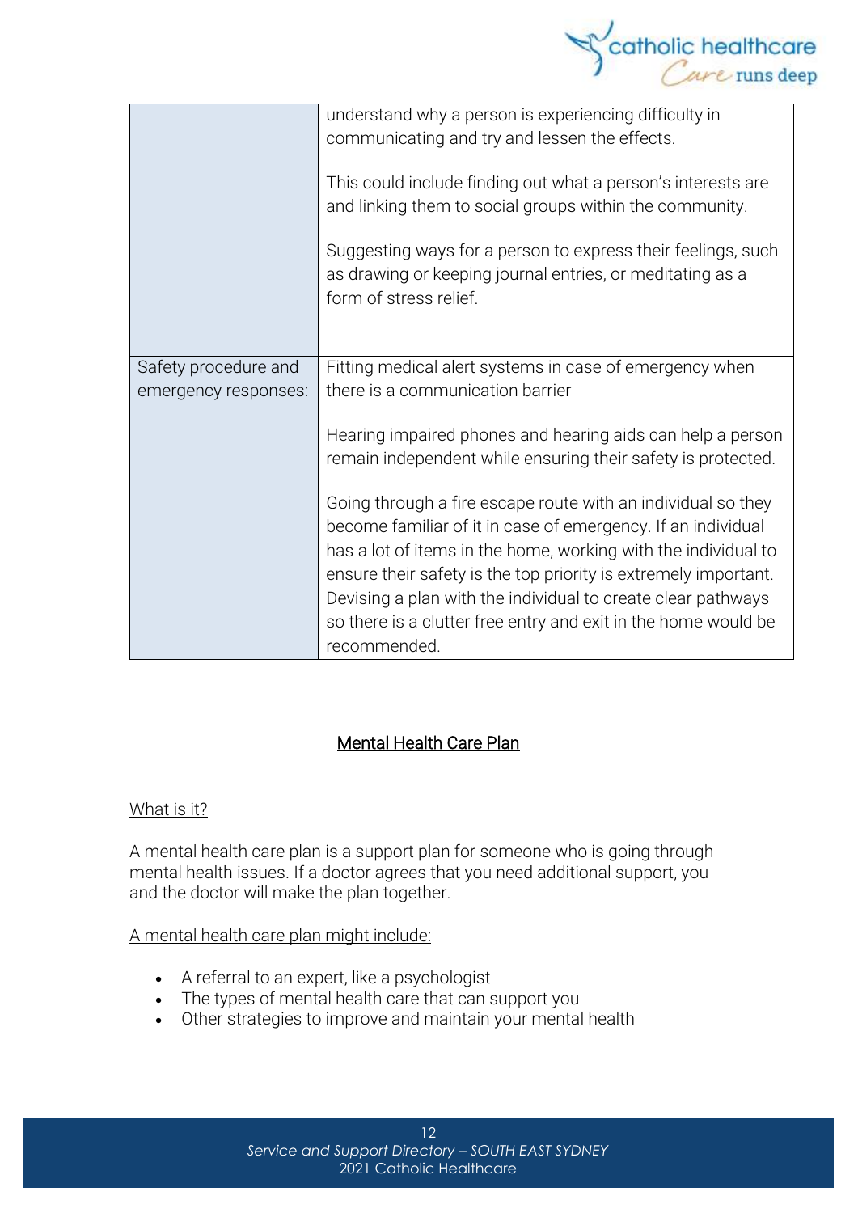| | |
|---|---|
| | understand why a person is experiencing difficulty in communicating and try and lessen the effects.<br><br>This could include finding out what a person's interests are and linking them to social groups within the community.<br><br>Suggesting ways for a person to express their feelings, such as drawing or keeping journal entries, or meditating as a form of stress relief. |
| Safety procedure and emergency responses: | Fitting medical alert systems in case of emergency when there is a communication barrier<br><br>Hearing impaired phones and hearing aids can help a person remain independent while ensuring their safety is protected.<br><br>Going through a fire escape route with an individual so they become familiar of it in case of emergency. If an individual has a lot of items in the home, working with the individual to ensure their safety is the top priority is extremely important. Devising a plan with the individual to create clear pathways so there is a clutter free entry and exit in the home would be recommended. |

## Mental Health Care Plan

### What is it?

A mental health care plan is a support plan for someone who is going through mental health issues. If a doctor agrees that you need additional support, you and the doctor will make the plan together.

A mental health care plan might include:

- A referral to an expert, like a psychologist
- The types of mental health care that can support you
- Other strategies to improve and maintain your mental health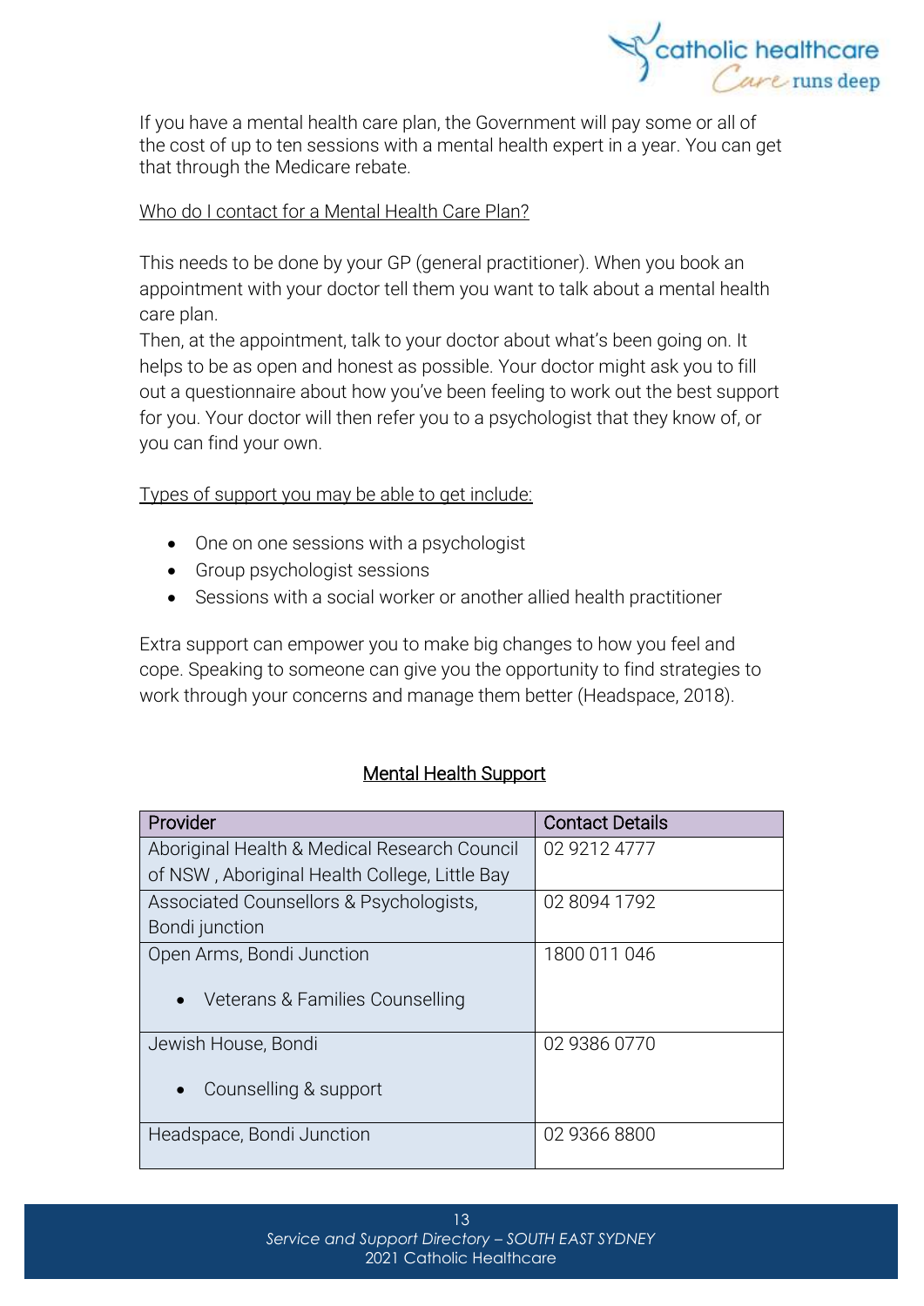If you have a mental health care plan, the Government will pay some or all of the cost of up to ten sessions with a mental health expert in a year. You can get that through the Medicare rebate.

Who do I contact for a Mental Health Care Plan?

This needs to be done by your GP (general practitioner). When you book an appointment with your doctor tell them you want to talk about a mental health care plan.

Then, at the appointment, talk to your doctor about what's been going on. It helps to be as open and honest as possible. Your doctor might ask you to fill out a questionnaire about how you've been feeling to work out the best support for you. Your doctor will then refer you to a psychologist that they know of, or you can find your own.

Types of support you may be able to get include:

- One on one sessions with a psychologist
- Group psychologist sessions
- Sessions with a social worker or another allied health practitioner

Extra support can empower you to make big changes to how you feel and cope. Speaking to someone can give you the opportunity to find strategies to work through your concerns and manage them better (Headspace, 2018).

## Mental Health Support

| Provider | Contact Details |
| --- | --- |
| Aboriginal Health & Medical Research Council of NSW , Aboriginal Health College, Little Bay | 02 9212 4777 |
| Associated Counsellors & Psychologists, Bondi junction | 02 8094 1792 |
| Open Arms, Bondi Junction<br>• Veterans & Families Counselling | 1800 011 046 |
| Jewish House, Bondi<br>• Counselling & support | 02 9386 0770 |
| Headspace, Bondi Junction | 02 9366 8800 |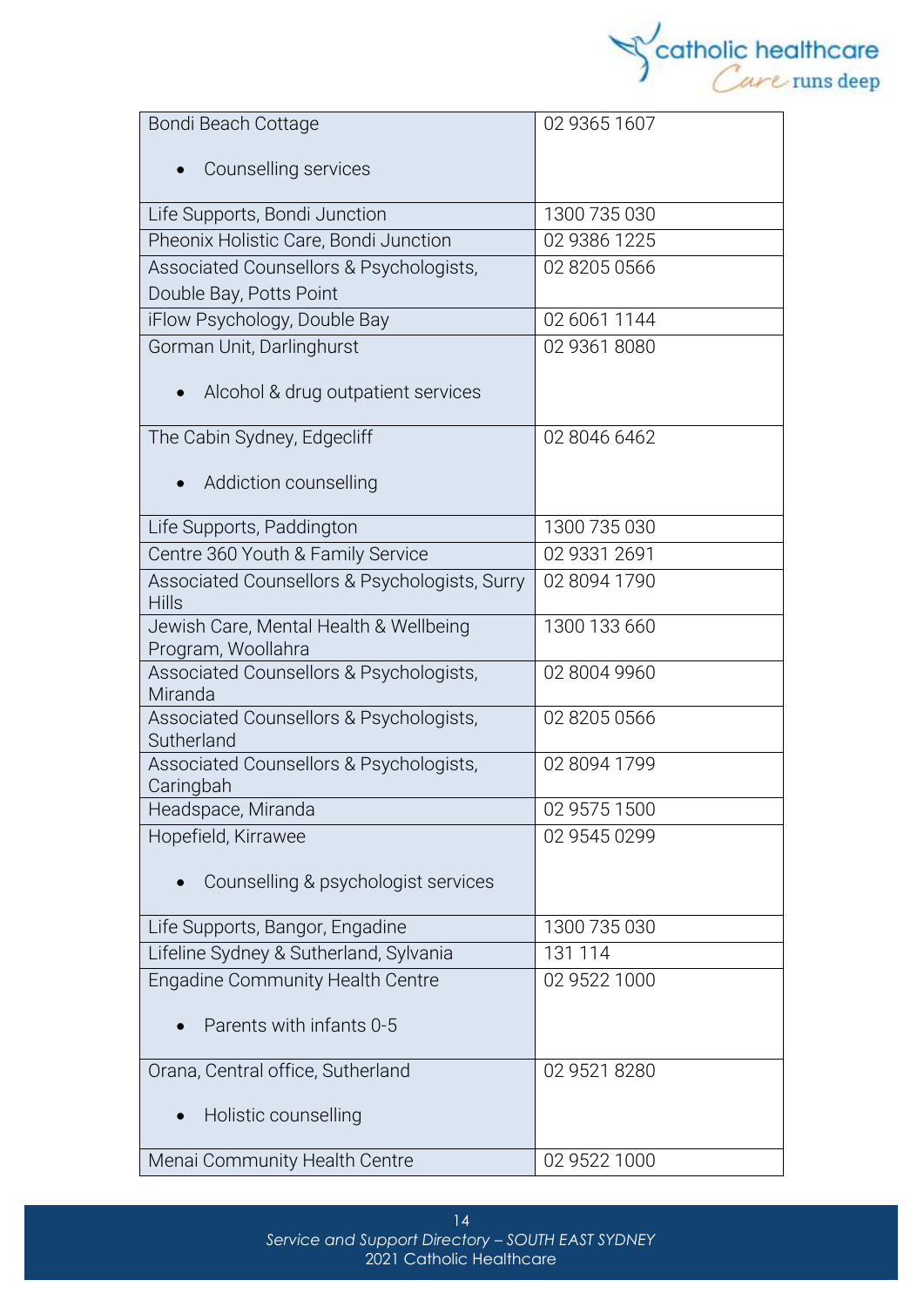| | |
|---|---|
| Bondi Beach Cottage<br><br>• Counselling services | 02 9365 1607 |
| Life Supports, Bondi Junction | 1300 735 030 |
| Pheonix Holistic Care, Bondi Junction | 02 9386 1225 |
| Associated Counsellors & Psychologists, Double Bay, Potts Point | 02 8205 0566 |
| iFlow Psychology, Double Bay | 02 6061 1144 |
| Gorman Unit, Darlinghurst<br><br>• Alcohol & drug outpatient services | 02 9361 8080 |
| The Cabin Sydney, Edgecliff<br><br>• Addiction counselling | 02 8046 6462 |
| Life Supports, Paddington | 1300 735 030 |
| Centre 360 Youth & Family Service | 02 9331 2691 |
| Associated Counsellors & Psychologists, Surry Hills | 02 8094 1790 |
| Jewish Care, Mental Health & Wellbeing Program, Woollahra | 1300 133 660 |
| Associated Counsellors & Psychologists, Miranda | 02 8004 9960 |
| Associated Counsellors & Psychologists, Sutherland | 02 8205 0566 |
| Associated Counsellors & Psychologists, Caringbah | 02 8094 1799 |
| Headspace, Miranda | 02 9575 1500 |
| Hopefield, Kirrawee<br><br>• Counselling & psychologist services | 02 9545 0299 |
| Life Supports, Bangor, Engadine | 1300 735 030 |
| Lifeline Sydney & Sutherland, Sylvania | 131 114 |
| Engadine Community Health Centre<br><br>• Parents with infants 0-5 | 02 9522 1000 |
| Orana, Central office, Sutherland<br><br>• Holistic counselling | 02 9521 8280 |
| Menai Community Health Centre | 02 9522 1000 |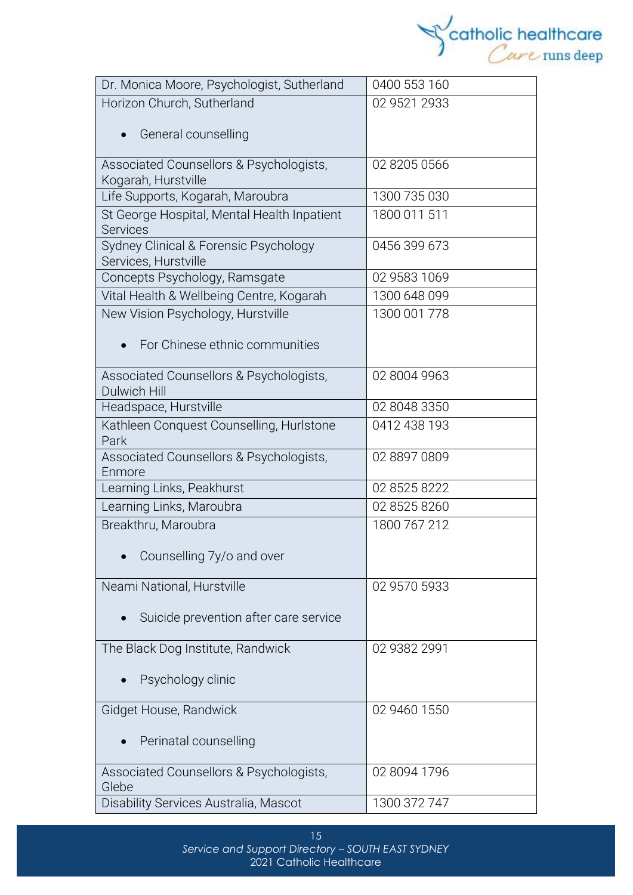| | |
|---|---|
| Dr. Monica Moore, Psychologist, Sutherland | 0400 553 160 |
| Horizon Church, Sutherland<br>• General counselling | 02 9521 2933 |
| Associated Counsellors & Psychologists, Kogarah, Hurstville | 02 8205 0566 |
| Life Supports, Kogarah, Maroubra | 1300 735 030 |
| St George Hospital, Mental Health Inpatient Services | 1800 011 511 |
| Sydney Clinical & Forensic Psychology Services, Hurstville | 0456 399 673 |
| Concepts Psychology, Ramsgate | 02 9583 1069 |
| Vital Health & Wellbeing Centre, Kogarah | 1300 648 099 |
| New Vision Psychology, Hurstville<br>• For Chinese ethnic communities | 1300 001 778 |
| Associated Counsellors & Psychologists, Dulwich Hill | 02 8004 9963 |
| Headspace, Hurstville | 02 8048 3350 |
| Kathleen Conquest Counselling, Hurlstone Park | 0412 438 193 |
| Associated Counsellors & Psychologists, Enmore | 02 8897 0809 |
| Learning Links, Peakhurst | 02 8525 8222 |
| Learning Links, Maroubra | 02 8525 8260 |
| Breakthru, Maroubra<br>• Counselling 7y/o and over | 1800 767 212 |
| Neami National, Hurstville<br>• Suicide prevention after care service | 02 9570 5933 |
| The Black Dog Institute, Randwick<br>• Psychology clinic | 02 9382 2991 |
| Gidget House, Randwick<br>• Perinatal counselling | 02 9460 1550 |
| Associated Counsellors & Psychologists, Glebe | 02 8094 1796 |
| Disability Services Australia, Mascot | 1300 372 747 |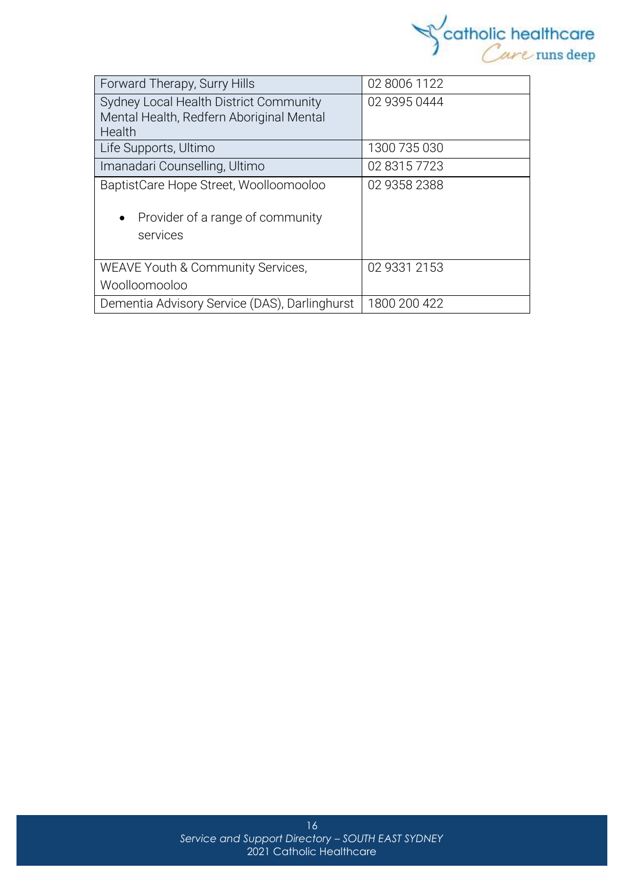| | |
|---|---|
| Forward Therapy, Surry Hills | 02 8006 1122 |
| Sydney Local Health District Community Mental Health, Redfern Aboriginal Mental Health | 02 9395 0444 |
| Life Supports, Ultimo | 1300 735 030 |
| Imanadari Counselling, Ultimo | 02 8315 7723 |
| BaptistCare Hope Street, Woolloomooloo<br>• Provider of a range of community services | 02 9358 2388 |
| WEAVE Youth & Community Services, Woolloomooloo | 02 9331 2153 |
| Dementia Advisory Service (DAS), Darlinghurst | 1800 200 422 |